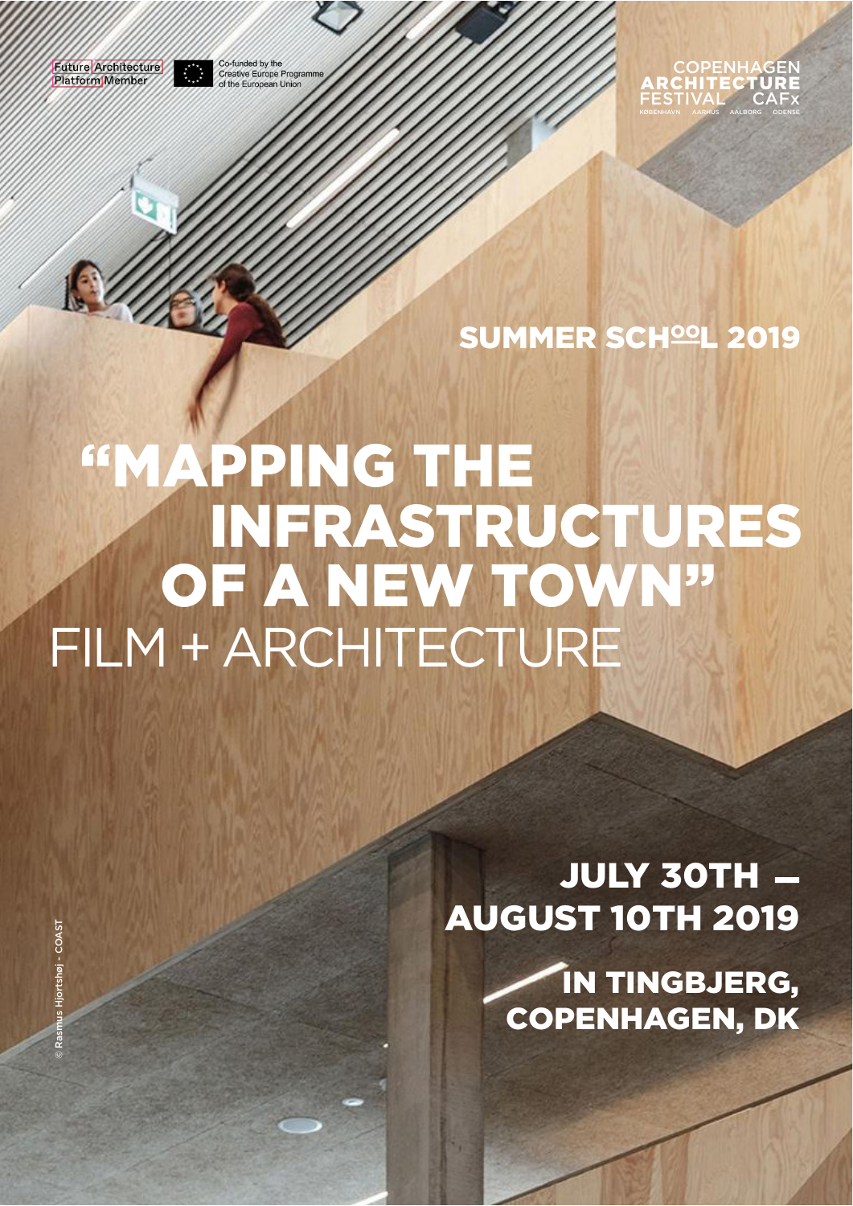Future Architecture Platform Member

Co-funded by the Creative Europe Programme of the European Union

COPENHAGEN ARCHITECTURE FESTIVAL CAFx
KØBENHAVN AARHUS AALBORG ODENSE

## SUMMER SCHOOL 2019

# "MAPPING THE INFRASTRUCTURES OF A NEW TOWN"

## FILM + ARCHITECTURE

**JULY 30TH — AUGUST 10TH 2019**

**IN TINGBJERG, COPENHAGEN, DK**

© Rasmus Hjortshøj - COAST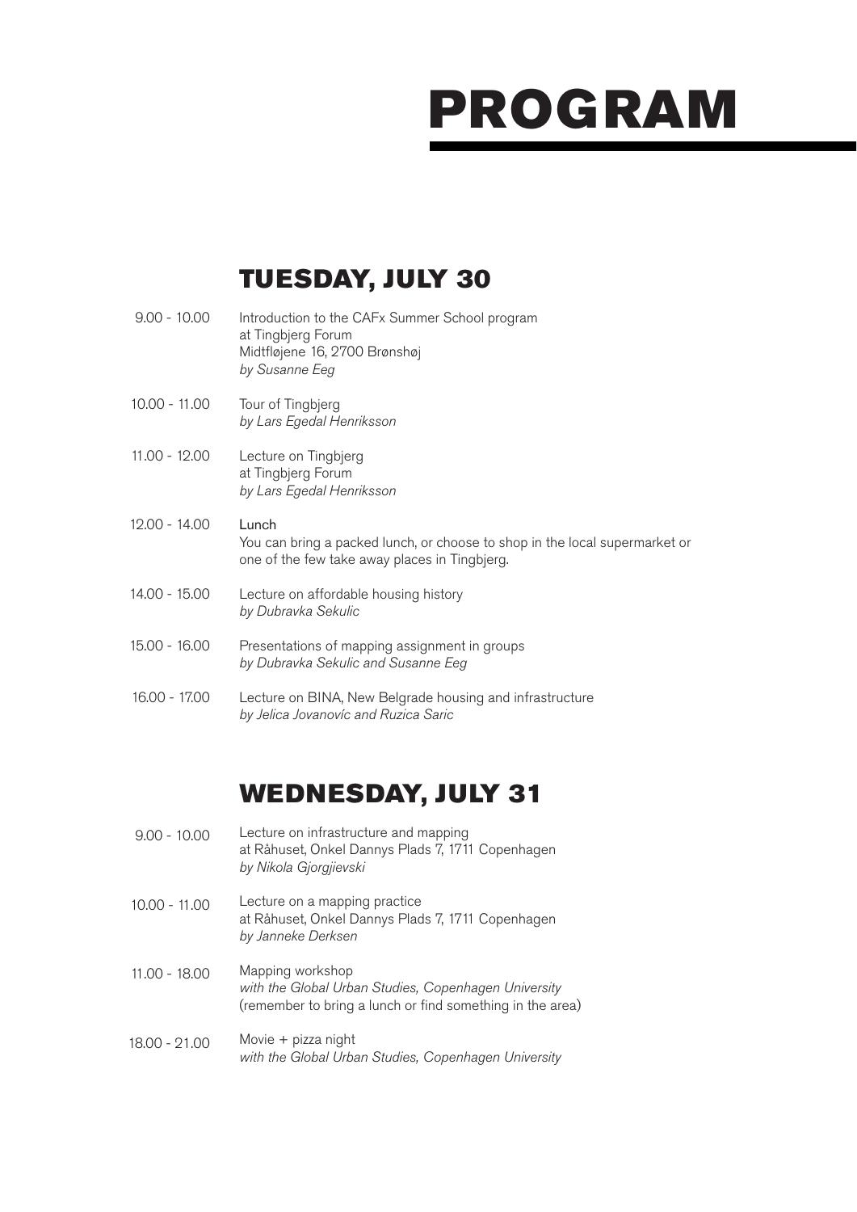# PROGRAM

## TUESDAY, JULY 30

9.00 - 10.00 Introduction to the CAFx Summer School program
at Tingbjerg Forum
Midtfløjene 16, 2700 Brønshøj
*by Susanne Eeg*

10.00 - 11.00 Tour of Tingbjerg
*by Lars Egedal Henriksson*

11.00 - 12.00 Lecture on Tingbjerg
at Tingbjerg Forum
*by Lars Egedal Henriksson*

12.00 - 14.00 Lunch
You can bring a packed lunch, or choose to shop in the local supermarket or one of the few take away places in Tingbjerg.

14.00 - 15.00 Lecture on affordable housing history
*by Dubravka Sekulic*

15.00 - 16.00 Presentations of mapping assignment in groups
*by Dubravka Sekulic and Susanne Eeg*

16.00 - 17.00 Lecture on BINA, New Belgrade housing and infrastructure
*by Jelica Jovanovíc and Ruzica Saric*

## WEDNESDAY, JULY 31

9.00 - 10.00 Lecture on infrastructure and mapping
at Råhuset, Onkel Dannys Plads 7, 1711 Copenhagen
*by Nikola Gjorgjievski*

10.00 - 11.00 Lecture on a mapping practice
at Råhuset, Onkel Dannys Plads 7, 1711 Copenhagen
*by Janneke Derksen*

11.00 - 18.00 Mapping workshop
*with the Global Urban Studies, Copenhagen University*
(remember to bring a lunch or find something in the area)

18.00 - 21.00 Movie + pizza night
*with the Global Urban Studies, Copenhagen University*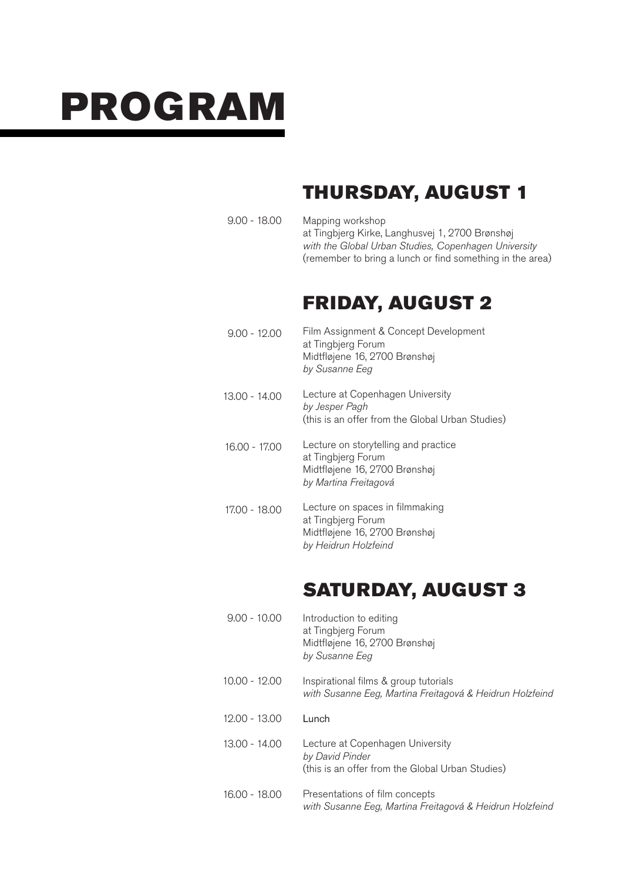# PROGRAM

## THURSDAY, AUGUST 1

9.00 - 18.00
Mapping workshop
at Tingbjerg Kirke, Langhusvej 1, 2700 Brønshøj
*with the Global Urban Studies, Copenhagen University*
(remember to bring a lunch or find something in the area)

## FRIDAY, AUGUST 2

9.00 - 12.00
Film Assignment & Concept Development
at Tingbjerg Forum
Midtfløjene 16, 2700 Brønshøj
*by Susanne Eeg*

13.00 - 14.00
Lecture at Copenhagen University
*by Jesper Pagh*
(this is an offer from the Global Urban Studies)

16.00 - 17.00
Lecture on storytelling and practice
at Tingbjerg Forum
Midtfløjene 16, 2700 Brønshøj
*by Martina Freitagová*

17.00 - 18.00
Lecture on spaces in filmmaking
at Tingbjerg Forum
Midtfløjene 16, 2700 Brønshøj
*by Heidrun Holzfeind*

## SATURDAY, AUGUST 3

9.00 - 10.00
Introduction to editing
at Tingbjerg Forum
Midtfløjene 16, 2700 Brønshøj
*by Susanne Eeg*

10.00 - 12.00
Inspirational films & group tutorials
*with Susanne Eeg, Martina Freitagová & Heidrun Holzfeind*

12.00 - 13.00
Lunch

13.00 - 14.00
Lecture at Copenhagen University
*by David Pinder*
(this is an offer from the Global Urban Studies)

16.00 - 18.00
Presentations of film concepts
*with Susanne Eeg, Martina Freitagová & Heidrun Holzfeind*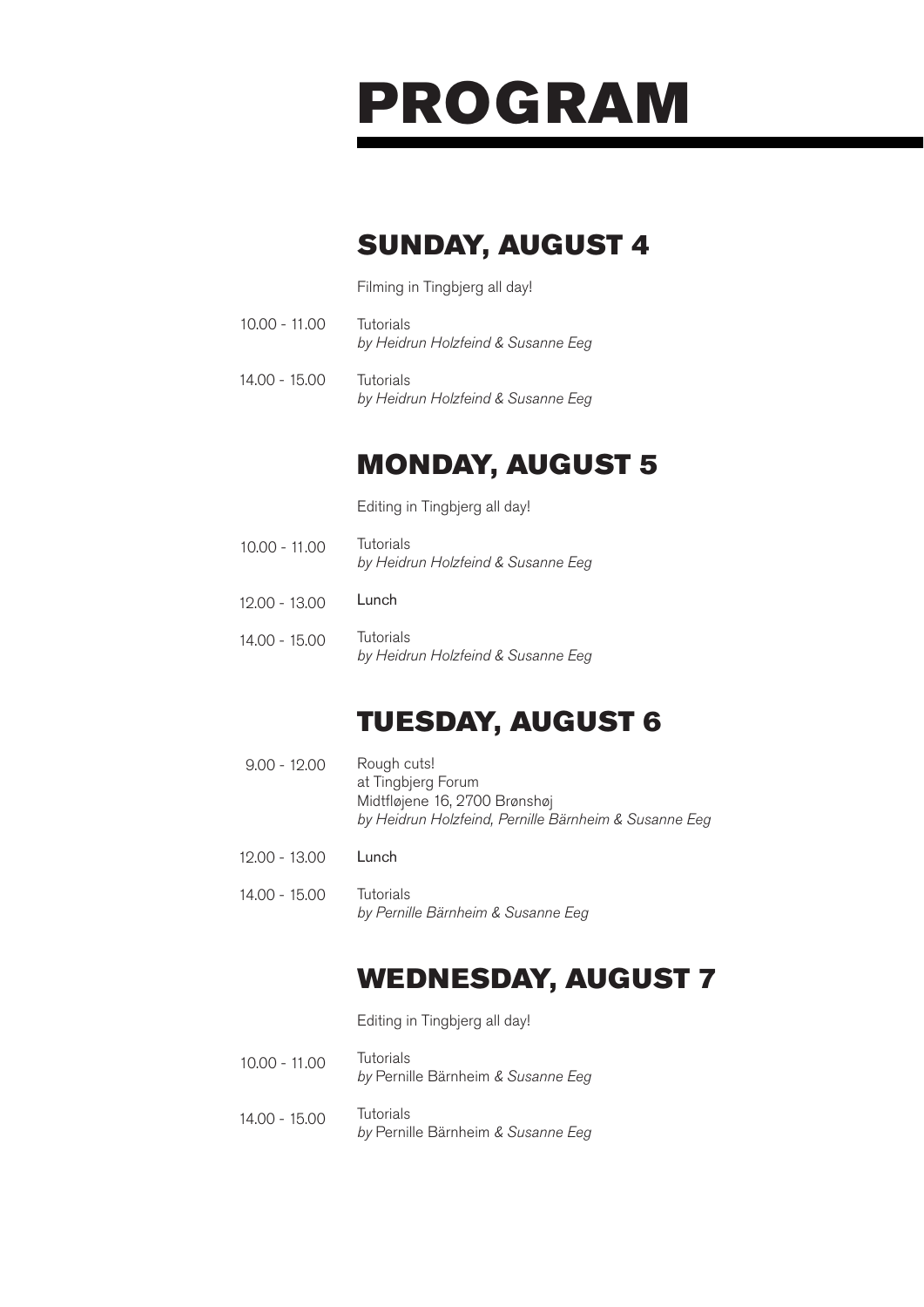# PROGRAM

## SUNDAY, AUGUST 4

Filming in Tingbjerg all day!

10.00 - 11.00 Tutorials
*by Heidrun Holzfeind & Susanne Eeg*

14.00 - 15.00 Tutorials
*by Heidrun Holzfeind & Susanne Eeg*

## MONDAY, AUGUST 5

Editing in Tingbjerg all day!

10.00 - 11.00 Tutorials
*by Heidrun Holzfeind & Susanne Eeg*

12.00 - 13.00 Lunch

14.00 - 15.00 Tutorials
*by Heidrun Holzfeind & Susanne Eeg*

## TUESDAY, AUGUST 6

9.00 - 12.00 Rough cuts!
at Tingbjerg Forum
Midtfløjene 16, 2700 Brønshøj
*by Heidrun Holzfeind, Pernille Bärnheim & Susanne Eeg*

12.00 - 13.00 Lunch

14.00 - 15.00 Tutorials
*by Pernille Bärnheim & Susanne Eeg*

## WEDNESDAY, AUGUST 7

Editing in Tingbjerg all day!

10.00 - 11.00 Tutorials
*by* Pernille Bärnheim *& Susanne Eeg*

14.00 - 15.00 Tutorials
*by* Pernille Bärnheim *& Susanne Eeg*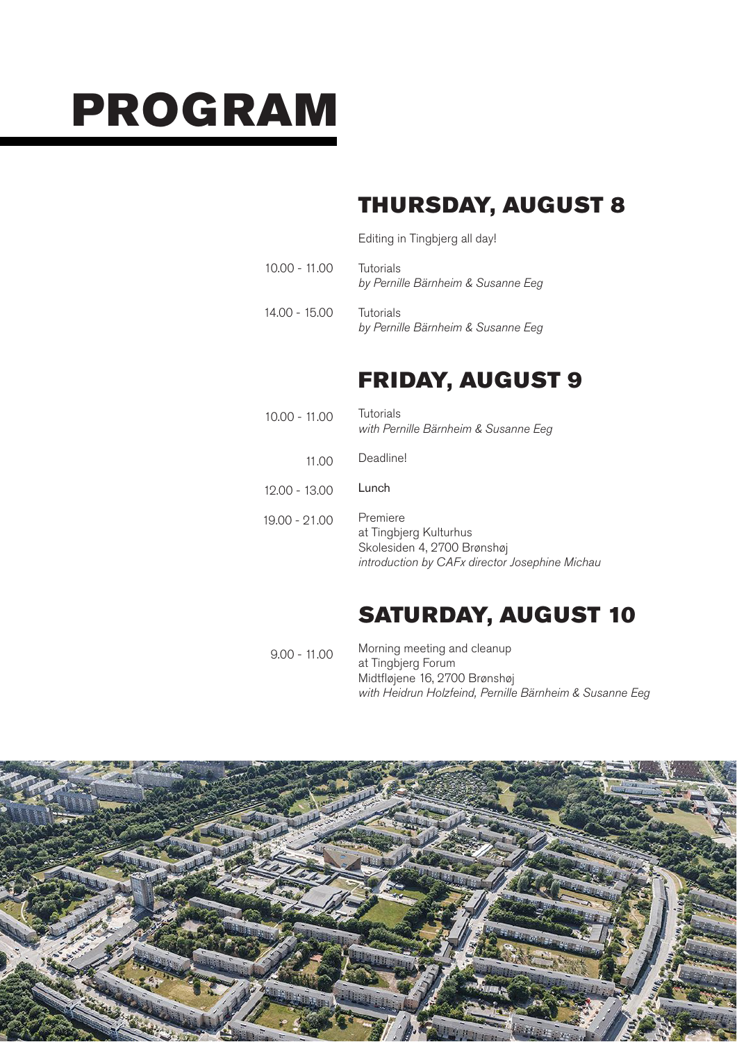# PROGRAM

## THURSDAY, AUGUST 8

Editing in Tingbjerg all day!

10.00 - 11.00 Tutorials
*by Pernille Bärnheim & Susanne Eeg*

14.00 - 15.00 Tutorials
*by Pernille Bärnheim & Susanne Eeg*

## FRIDAY, AUGUST 9

10.00 - 11.00 Tutorials
*with Pernille Bärnheim & Susanne Eeg*

11.00 Deadline!

12.00 - 13.00 Lunch

19.00 - 21.00 Premiere
at Tingbjerg Kulturhus
Skolesiden 4, 2700 Brønshøj
*introduction by CAFx director Josephine Michau*

## SATURDAY, AUGUST 10

9.00 - 11.00 Morning meeting and cleanup
at Tingbjerg Forum
Midtfløjene 16, 2700 Brønshøj
*with Heidrun Holzfeind, Pernille Bärnheim & Susanne Eeg*